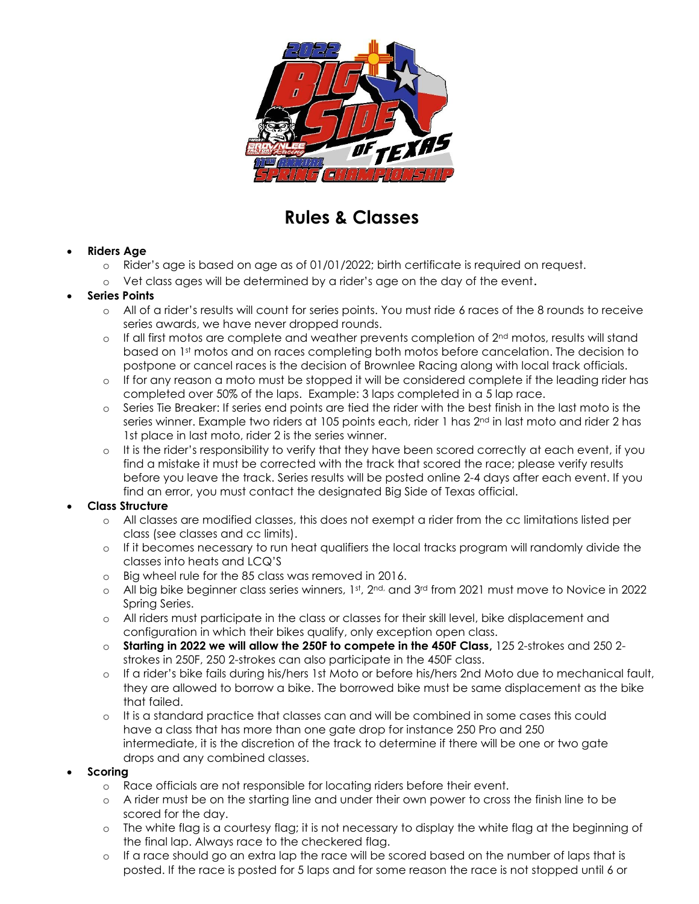# Rules & Classes

- **Riders Age**
  - Rider's age is based on age as of 01/01/2022; birth certificate is required on request.
  - Vet class ages will be determined by a rider's age on the day of the event.
- **Series Points**
  - All of a rider's results will count for series points. You must ride 6 races of the 8 rounds to receive series awards, we have never dropped rounds.
  - If all first motos are complete and weather prevents completion of 2nd motos, results will stand based on 1st motos and on races completing both motos before cancelation. The decision to postpone or cancel races is the decision of Brownlee Racing along with local track officials.
  - If for any reason a moto must be stopped it will be considered complete if the leading rider has completed over 50% of the laps. Example: 3 laps completed in a 5 lap race.
  - Series Tie Breaker: If series end points are tied the rider with the best finish in the last moto is the series winner. Example two riders at 105 points each, rider 1 has 2nd in last moto and rider 2 has 1st place in last moto, rider 2 is the series winner.
  - It is the rider's responsibility to verify that they have been scored correctly at each event, if you find a mistake it must be corrected with the track that scored the race; please verify results before you leave the track. Series results will be posted online 2-4 days after each event. If you find an error, you must contact the designated Big Side of Texas official.
- **Class Structure**
  - All classes are modified classes, this does not exempt a rider from the cc limitations listed per class (see classes and cc limits).
  - If it becomes necessary to run heat qualifiers the local tracks program will randomly divide the classes into heats and LCQ'S
  - Big wheel rule for the 85 class was removed in 2016.
  - All big bike beginner class series winners, 1st, 2nd, and 3rd from 2021 must move to Novice in 2022 Spring Series.
  - All riders must participate in the class or classes for their skill level, bike displacement and configuration in which their bikes qualify, only exception open class.
  - **Starting in 2022 we will allow the 250F to compete in the 450F Class,** 125 2-strokes and 250 2-strokes in 250F, 250 2-strokes can also participate in the 450F class.
  - If a rider's bike fails during his/hers 1st Moto or before his/hers 2nd Moto due to mechanical fault, they are allowed to borrow a bike. The borrowed bike must be same displacement as the bike that failed.
  - It is a standard practice that classes can and will be combined in some cases this could have a class that has more than one gate drop for instance 250 Pro and 250 intermediate, it is the discretion of the track to determine if there will be one or two gate drops and any combined classes.
- **Scoring**
  - Race officials are not responsible for locating riders before their event.
  - A rider must be on the starting line and under their own power to cross the finish line to be scored for the day.
  - The white flag is a courtesy flag; it is not necessary to display the white flag at the beginning of the final lap. Always race to the checkered flag.
  - If a race should go an extra lap the race will be scored based on the number of laps that is posted. If the race is posted for 5 laps and for some reason the race is not stopped until 6 or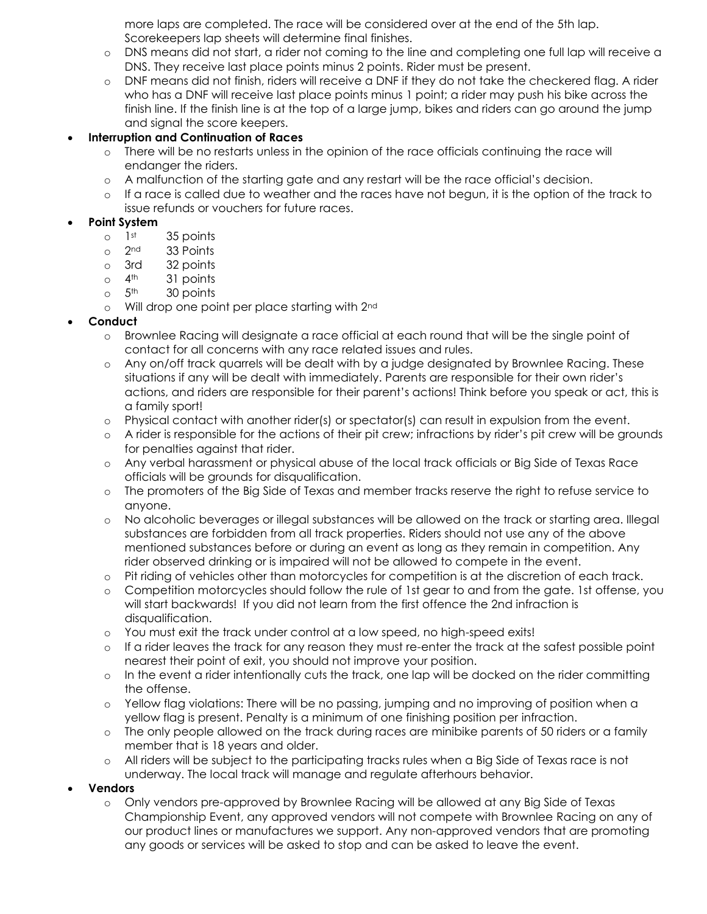more laps are completed. The race will be considered over at the end of the 5th lap. Scorekeepers lap sheets will determine final finishes.

  - DNS means did not start, a rider not coming to the line and completing one full lap will receive a DNS. They receive last place points minus 2 points. Rider must be present.
  - DNF means did not finish, riders will receive a DNF if they do not take the checkered flag. A rider who has a DNF will receive last place points minus 1 point; a rider may push his bike across the finish line. If the finish line is at the top of a large jump, bikes and riders can go around the jump and signal the score keepers.

- **Interruption and Continuation of Races**
  - There will be no restarts unless in the opinion of the race officials continuing the race will endanger the riders.
  - A malfunction of the starting gate and any restart will be the race official's decision.
  - If a race is called due to weather and the races have not begun, it is the option of the track to issue refunds or vouchers for future races.
- **Point System**
  - 1st 35 points
  - 2nd 33 Points
  - 3rd 32 points
  - 4th 31 points
  - 5th 30 points
  - Will drop one point per place starting with 2nd
- **Conduct**
  - Brownlee Racing will designate a race official at each round that will be the single point of contact for all concerns with any race related issues and rules.
  - Any on/off track quarrels will be dealt with by a judge designated by Brownlee Racing. These situations if any will be dealt with immediately. Parents are responsible for their own rider's actions, and riders are responsible for their parent's actions! Think before you speak or act, this is a family sport!
  - Physical contact with another rider(s) or spectator(s) can result in expulsion from the event.
  - A rider is responsible for the actions of their pit crew; infractions by rider's pit crew will be grounds for penalties against that rider.
  - Any verbal harassment or physical abuse of the local track officials or Big Side of Texas Race officials will be grounds for disqualification.
  - The promoters of the Big Side of Texas and member tracks reserve the right to refuse service to anyone.
  - No alcoholic beverages or illegal substances will be allowed on the track or starting area. Illegal substances are forbidden from all track properties. Riders should not use any of the above mentioned substances before or during an event as long as they remain in competition. Any rider observed drinking or is impaired will not be allowed to compete in the event.
  - Pit riding of vehicles other than motorcycles for competition is at the discretion of each track.
  - Competition motorcycles should follow the rule of 1st gear to and from the gate. 1st offense, you will start backwards! If you did not learn from the first offence the 2nd infraction is disqualification.
  - You must exit the track under control at a low speed, no high-speed exits!
  - If a rider leaves the track for any reason they must re-enter the track at the safest possible point nearest their point of exit, you should not improve your position.
  - In the event a rider intentionally cuts the track, one lap will be docked on the rider committing the offense.
  - Yellow flag violations: There will be no passing, jumping and no improving of position when a yellow flag is present. Penalty is a minimum of one finishing position per infraction.
  - The only people allowed on the track during races are minibike parents of 50 riders or a family member that is 18 years and older.
  - All riders will be subject to the participating tracks rules when a Big Side of Texas race is not underway. The local track will manage and regulate afterhours behavior.
- **Vendors**
  - Only vendors pre-approved by Brownlee Racing will be allowed at any Big Side of Texas Championship Event, any approved vendors will not compete with Brownlee Racing on any of our product lines or manufactures we support. Any non-approved vendors that are promoting any goods or services will be asked to stop and can be asked to leave the event.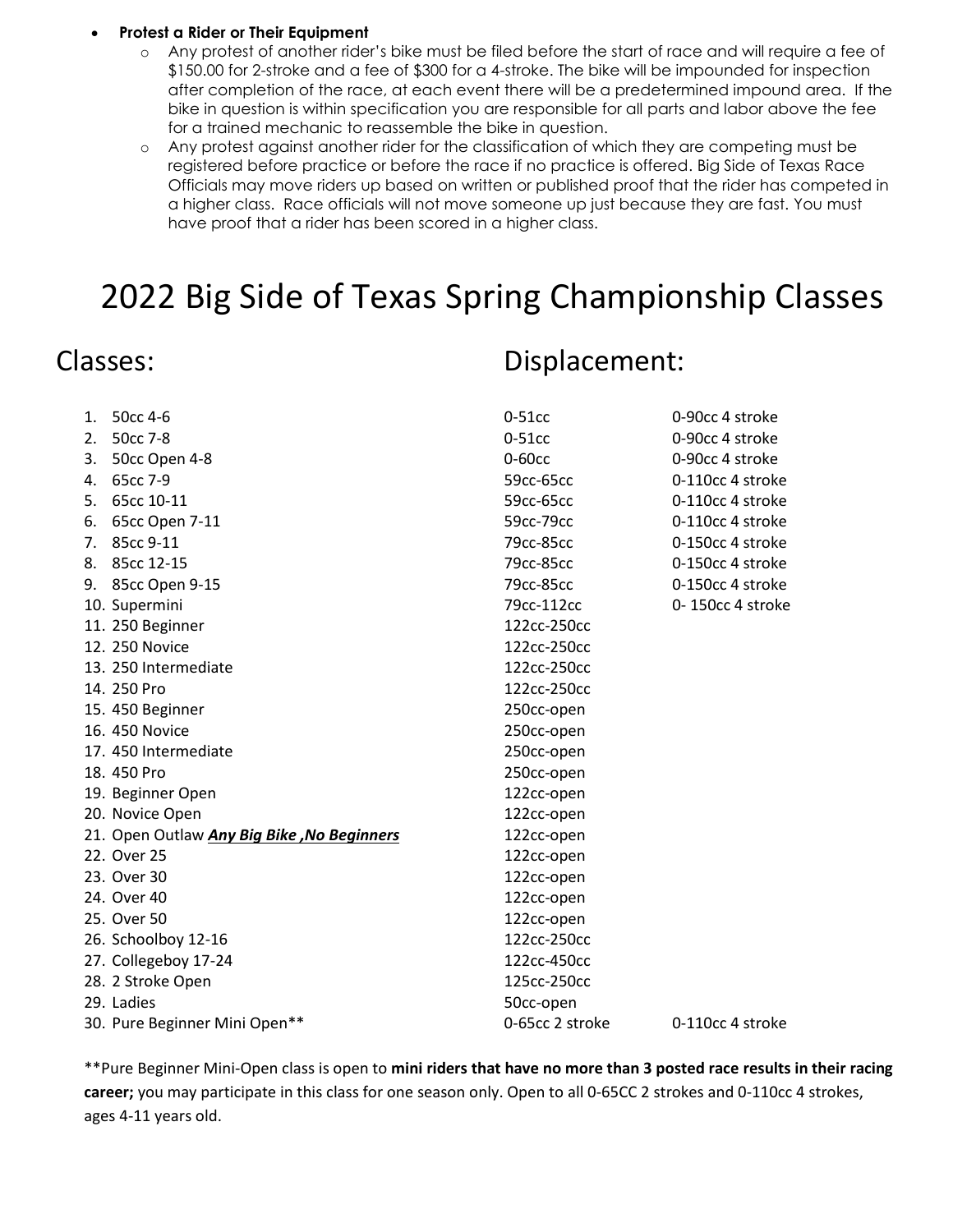- **Protest a Rider or Their Equipment**
  - Any protest of another rider's bike must be filed before the start of race and will require a fee of $150.00 for 2-stroke and a fee of $300 for a 4-stroke. The bike will be impounded for inspection after completion of the race, at each event there will be a predetermined impound area. If the bike in question is within specification you are responsible for all parts and labor above the fee for a trained mechanic to reassemble the bike in question.
  - Any protest against another rider for the classification of which they are competing must be registered before practice or before the race if no practice is offered. Big Side of Texas Race Officials may move riders up based on written or published proof that the rider has competed in a higher class. Race officials will not move someone up just because they are fast. You must have proof that a rider has been scored in a higher class.

# 2022 Big Side of Texas Spring Championship Classes

| Classes: | Displacement: | |
|---|---|---|
| 1. 50cc 4-6 | 0-51cc | 0-90cc 4 stroke |
| 2. 50cc 7-8 | 0-51cc | 0-90cc 4 stroke |
| 3. 50cc Open 4-8 | 0-60cc | 0-90cc 4 stroke |
| 4. 65cc 7-9 | 59cc-65cc | 0-110cc 4 stroke |
| 5. 65cc 10-11 | 59cc-65cc | 0-110cc 4 stroke |
| 6. 65cc Open 7-11 | 59cc-79cc | 0-110cc 4 stroke |
| 7. 85cc 9-11 | 79cc-85cc | 0-150cc 4 stroke |
| 8. 85cc 12-15 | 79cc-85cc | 0-150cc 4 stroke |
| 9. 85cc Open 9-15 | 79cc-85cc | 0-150cc 4 stroke |
| 10. Supermini | 79cc-112cc | 0- 150cc 4 stroke |
| 11. 250 Beginner | 122cc-250cc | |
| 12. 250 Novice | 122cc-250cc | |
| 13. 250 Intermediate | 122cc-250cc | |
| 14. 250 Pro | 122cc-250cc | |
| 15. 450 Beginner | 250cc-open | |
| 16. 450 Novice | 250cc-open | |
| 17. 450 Intermediate | 250cc-open | |
| 18. 450 Pro | 250cc-open | |
| 19. Beginner Open | 122cc-open | |
| 20. Novice Open | 122cc-open | |
| 21. Open Outlaw ***Any Big Bike ,No Beginners*** | 122cc-open | |
| 22. Over 25 | 122cc-open | |
| 23. Over 30 | 122cc-open | |
| 24. Over 40 | 122cc-open | |
| 25. Over 50 | 122cc-open | |
| 26. Schoolboy 12-16 | 122cc-250cc | |
| 27. Collegeboy 17-24 | 122cc-450cc | |
| 28. 2 Stroke Open | 125cc-250cc | |
| 29. Ladies | 50cc-open | |
| 30. Pure Beginner Mini Open** | 0-65cc 2 stroke | 0-110cc 4 stroke |

**Pure Beginner Mini-Open class is open to **mini riders that have no more than 3 posted race results in their racing career;** you may participate in this class for one season only. Open to all 0-65CC 2 strokes and 0-110cc 4 strokes, ages 4-11 years old.